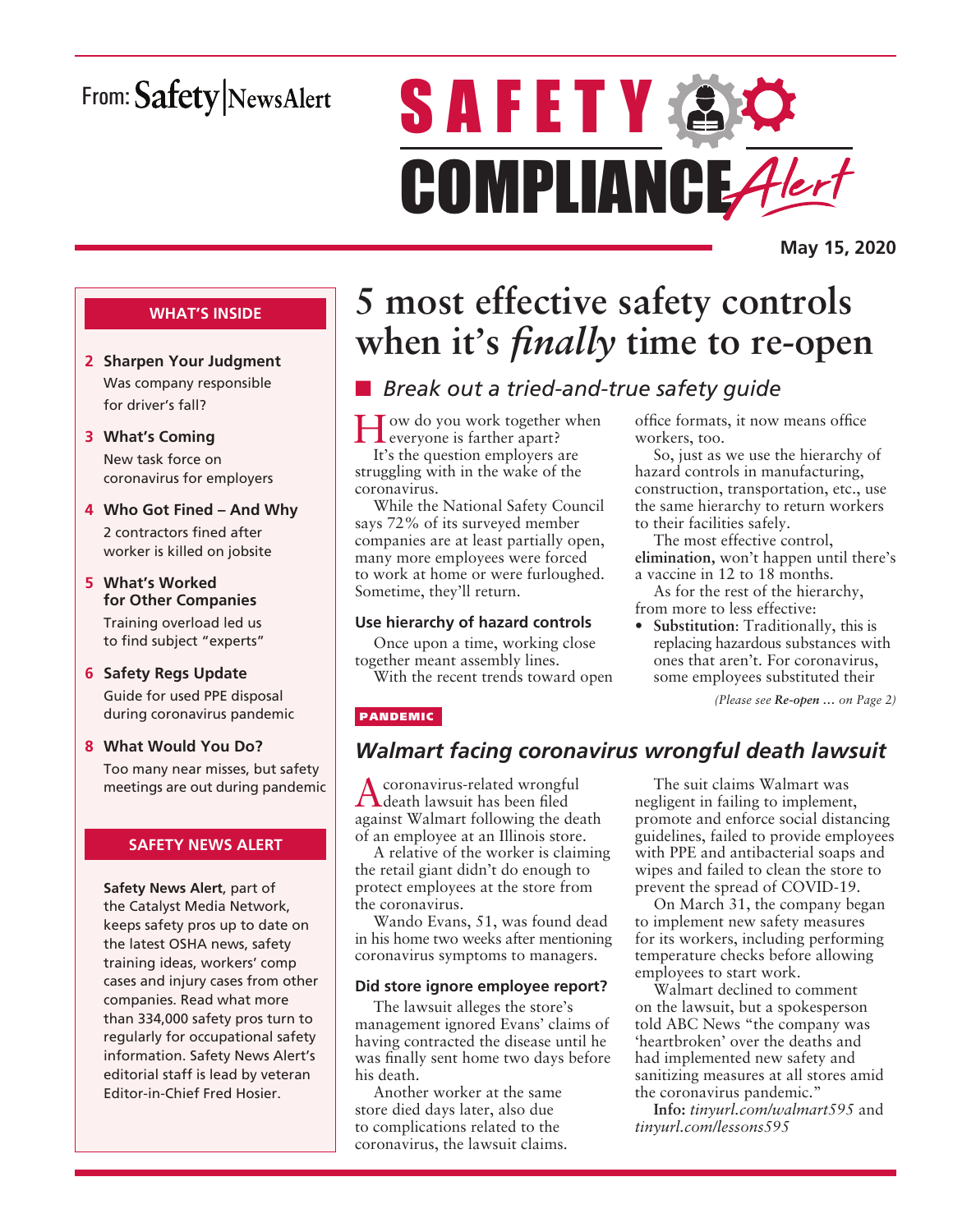From: Safety | NewsAlert

# SAFETY COMPLIANCE Alert

**May 15, 2020**

## WHAT'S INSIDE

- **2 Sharpen Your Judgment** Was company responsible for driver's fall?
- **3 What's Coming** New task force on coronavirus for employers
- **4 Who Got Fined – And Why** 2 contractors fined after worker is killed on jobsite
- **5 What's Worked for Other Companies** Training overload led us to find subject "experts"
- **6 Safety Regs Update** Guide for used PPE disposal during coronavirus pandemic
- **8 What Would You Do?** Too many near misses, but safety meetings are out during pandemic

## SAFETY NEWS ALERT

**Safety News Alert**, part of the Catalyst Media Network, keeps safety pros up to date on the latest OSHA news, safety training ideas, workers' comp cases and injury cases from other companies. Read what more than 334,000 safety pros turn to regularly for occupational safety information. Safety News Alert's editorial staff is lead by veteran Editor-in-Chief Fred Hosier.

# 5 most effective safety controls when it's *finally* time to re-open

## *Break out a tried-and-true safety guide*

How do you work together when everyone is farther apart?

It's the question employers are struggling with in the wake of the coronavirus.

While the National Safety Council says 72% of its surveyed member companies are at least partially open, many more employees were forced to work at home or were furloughed. Sometime, they'll return.

### Use hierarchy of hazard controls

Once upon a time, working close together meant assembly lines.

With the recent trends toward open office formats, it now means office workers, too.

So, just as we use the hierarchy of hazard controls in manufacturing, construction, transportation, etc., use the same hierarchy to return workers to their facilities safely.

The most effective control, **elimination**, won't happen until there's a vaccine in 12 to 18 months.

As for the rest of the hierarchy, from more to less effective:

- **Substitution**: Traditionally, this is replacing hazardous substances with ones that aren't. For coronavirus, some employees substituted their

*(Please see **Re-open …** on Page 2)*

PANDEMIC

## *Walmart facing coronavirus wrongful death lawsuit*

A coronavirus-related wrongful death lawsuit has been filed against Walmart following the death of an employee at an Illinois store.

A relative of the worker is claiming the retail giant didn't do enough to protect employees at the store from the coronavirus.

Wando Evans, 51, was found dead in his home two weeks after mentioning coronavirus symptoms to managers.

### Did store ignore employee report?

The lawsuit alleges the store's management ignored Evans' claims of having contracted the disease until he was finally sent home two days before his death.

Another worker at the same store died days later, also due to complications related to the coronavirus, the lawsuit claims.

The suit claims Walmart was negligent in failing to implement, promote and enforce social distancing guidelines, failed to provide employees with PPE and antibacterial soaps and wipes and failed to clean the store to prevent the spread of COVID-19.

On March 31, the company began to implement new safety measures for its workers, including performing temperature checks before allowing employees to start work.

Walmart declined to comment on the lawsuit, but a spokesperson told ABC News "the company was 'heartbroken' over the deaths and had implemented new safety and sanitizing measures at all stores amid the coronavirus pandemic."

**Info:** *tinyurl.com/walmart595* and *tinyurl.com/lessons595*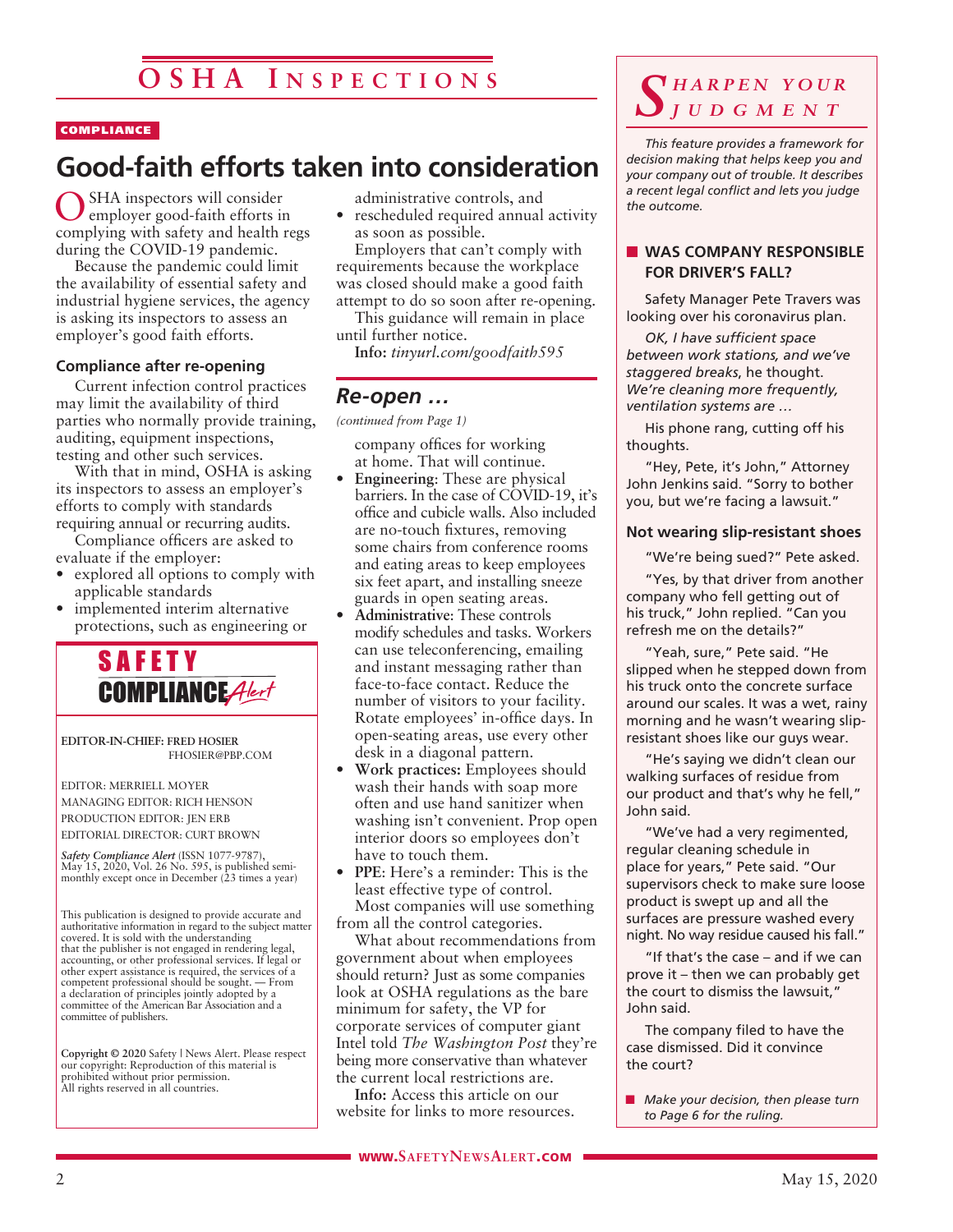# OSHA Inspections

COMPLIANCE

## Good-faith efforts taken into consideration

OSHA inspectors will consider employer good-faith efforts in complying with safety and health regs during the COVID-19 pandemic.

Because the pandemic could limit the availability of essential safety and industrial hygiene services, the agency is asking its inspectors to assess an employer's good faith efforts.

### Compliance after re-opening

Current infection control practices may limit the availability of third parties who normally provide training, auditing, equipment inspections, testing and other such services.

With that in mind, OSHA is asking its inspectors to assess an employer's efforts to comply with standards requiring annual or recurring audits.

Compliance officers are asked to evaluate if the employer:

- explored all options to comply with applicable standards
- implemented interim alternative protections, such as engineering or administrative controls, and
- rescheduled required annual activity as soon as possible.

Employers that can't comply with requirements because the workplace was closed should make a good faith attempt to do so soon after re-opening.

This guidance will remain in place until further notice.

**Info:** *tinyurl.com/goodfaith595*

## *Re-open …*

*(continued from Page 1)*

company offices for working at home. That will continue.

- **Engineering**: These are physical barriers. In the case of COVID-19, it's office and cubicle walls. Also included are no-touch fixtures, removing some chairs from conference rooms and eating areas to keep employees six feet apart, and installing sneeze guards in open seating areas.
- **Administrative:** These controls modify schedules and tasks. Workers can use teleconferencing, emailing and instant messaging rather than face-to-face contact. Reduce the number of visitors to your facility. Rotate employees' in-office days. In open-seating areas, use every other desk in a diagonal pattern.
- **Work practices:** Employees should wash their hands with soap more often and use hand sanitizer when washing isn't convenient. Prop open interior doors so employees don't have to touch them.
- **PPE**: Here's a reminder: This is the least effective type of control.

Most companies will use something from all the control categories.

What about recommendations from government about when employees should return? Just as some companies look at OSHA regulations as the bare minimum for safety, the VP for corporate services of computer giant Intel told *The Washington Post* they're being more conservative than whatever the current local restrictions are.

**Info:** Access this article on our website for links to more resources.

---

**SAFETY COMPLIANCE *Alert***

EDITOR-IN-CHIEF: FRED HOSIER
FHOSIER@PBP.COM

EDITOR: MERRIELL MOYER
MANAGING EDITOR: RICH HENSON
PRODUCTION EDITOR: JEN ERB
EDITORIAL DIRECTOR: CURT BROWN

*Safety Compliance Alert* (ISSN 1077-9787), May 15, 2020, Vol. 26 No. 595, is published semi-monthly except once in December (23 times a year)

This publication is designed to provide accurate and authoritative information in regard to the subject matter covered. It is sold with the understanding that the publisher is not engaged in rendering legal, accounting, or other professional services. If legal or other expert assistance is required, the services of a competent professional should be sought. — From a declaration of principles jointly adopted by a committee of the American Bar Association and a committee of publishers.

**Copyright © 2020** Safety | News Alert. Please respect our copyright: Reproduction of this material is prohibited without prior permission. All rights reserved in all countries.

---

## *Sharpen Your Judgment*

*This feature provides a framework for decision making that helps keep you and your company out of trouble. It describes a recent legal conflict and lets you judge the outcome.*

### WAS COMPANY RESPONSIBLE FOR DRIVER'S FALL?

Safety Manager Pete Travers was looking over his coronavirus plan.

*OK, I have sufficient space between work stations, and we've staggered breaks,* he thought. *We're cleaning more frequently, ventilation systems are …*

His phone rang, cutting off his thoughts.

"Hey, Pete, it's John," Attorney John Jenkins said. "Sorry to bother you, but we're facing a lawsuit."

#### Not wearing slip-resistant shoes

"We're being sued?" Pete asked.

"Yes, by that driver from another company who fell getting out of his truck," John replied. "Can you refresh me on the details?"

"Yeah, sure," Pete said. "He slipped when he stepped down from his truck onto the concrete surface around our scales. It was a wet, rainy morning and he wasn't wearing slip-resistant shoes like our guys wear.

"He's saying we didn't clean our walking surfaces of residue from our product and that's why he fell," John said.

"We've had a very regimented, regular cleaning schedule in place for years," Pete said. "Our supervisors check to make sure loose product is swept up and all the surfaces are pressure washed every night. No way residue caused his fall."

"If that's the case – and if we can prove it – then we can probably get the court to dismiss the lawsuit," John said.

The company filed to have the case dismissed. Did it convince the court?

- *Make your decision, then please turn to Page 6 for the ruling.*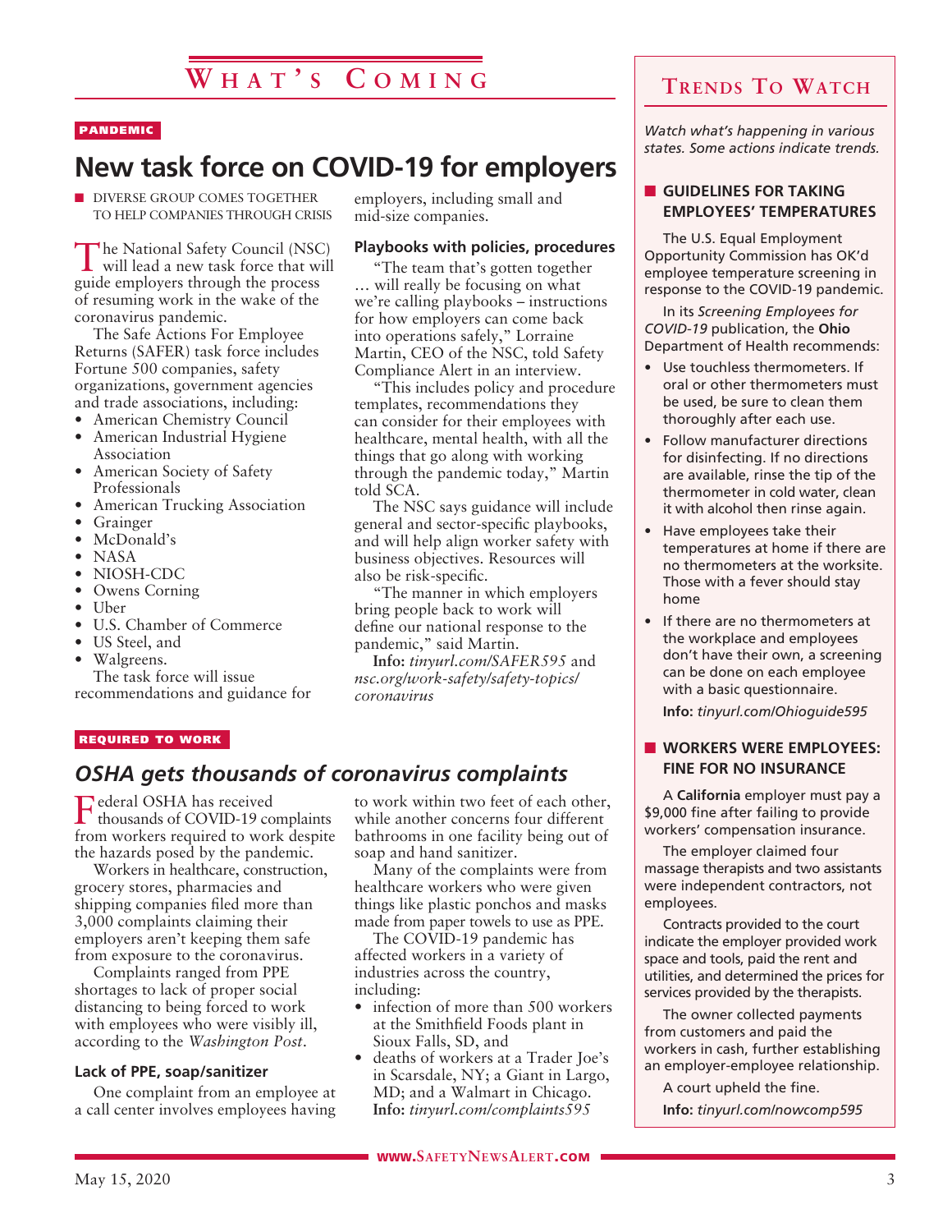# What's Coming

PANDEMIC

## New task force on COVID-19 for employers

- DIVERSE GROUP COMES TOGETHER TO HELP COMPANIES THROUGH CRISIS

The National Safety Council (NSC) will lead a new task force that will guide employers through the process of resuming work in the wake of the coronavirus pandemic.

The Safe Actions For Employee Returns (SAFER) task force includes Fortune 500 companies, safety organizations, government agencies and trade associations, including:

- American Chemistry Council
- American Industrial Hygiene Association
- American Society of Safety Professionals
- American Trucking Association
- Grainger
- McDonald's
- NASA
- NIOSH-CDC
- Owens Corning
- Uber
- U.S. Chamber of Commerce
- US Steel, and
- Walgreens.

The task force will issue recommendations and guidance for employers, including small and mid-size companies.

### Playbooks with policies, procedures

"The team that's gotten together … will really be focusing on what we're calling playbooks – instructions for how employers can come back into operations safely," Lorraine Martin, CEO of the NSC, told Safety Compliance Alert in an interview.

"This includes policy and procedure templates, recommendations they can consider for their employees with healthcare, mental health, with all the things that go along with working through the pandemic today," Martin told SCA.

The NSC says guidance will include general and sector-specific playbooks, and will help align worker safety with business objectives. Resources will also be risk-specific.

"The manner in which employers bring people back to work will define our national response to the pandemic," said Martin.

**Info:** *tinyurl.com/SAFER595* and *nsc.org/work-safety/safety-topics/coronavirus*

REQUIRED TO WORK

## *OSHA gets thousands of coronavirus complaints*

Federal OSHA has received thousands of COVID-19 complaints from workers required to work despite the hazards posed by the pandemic.

Workers in healthcare, construction, grocery stores, pharmacies and shipping companies filed more than 3,000 complaints claiming their employers aren't keeping them safe from exposure to the coronavirus.

Complaints ranged from PPE shortages to lack of proper social distancing to being forced to work with employees who were visibly ill, according to the *Washington Post*.

### Lack of PPE, soap/sanitizer

One complaint from an employee at a call center involves employees having to work within two feet of each other, while another concerns four different bathrooms in one facility being out of soap and hand sanitizer.

Many of the complaints were from healthcare workers who were given things like plastic ponchos and masks made from paper towels to use as PPE.

The COVID-19 pandemic has affected workers in a variety of industries across the country, including:

- infection of more than 500 workers at the Smithfield Foods plant in Sioux Falls, SD, and
- deaths of workers at a Trader Joe's in Scarsdale, NY; a Giant in Largo, MD; and a Walmart in Chicago.

**Info:** *tinyurl.com/complaints595*

# Trends To Watch

*Watch what's happening in various states. Some actions indicate trends.*

### GUIDELINES FOR TAKING EMPLOYEES' TEMPERATURES

The U.S. Equal Employment Opportunity Commission has OK'd employee temperature screening in response to the COVID-19 pandemic.

In its *Screening Employees for COVID-19* publication, the **Ohio** Department of Health recommends:

- Use touchless thermometers. If oral or other thermometers must be used, be sure to clean them thoroughly after each use.
- Follow manufacturer directions for disinfecting. If no directions are available, rinse the tip of the thermometer in cold water, clean it with alcohol then rinse again.
- Have employees take their temperatures at home if there are no thermometers at the worksite. Those with a fever should stay home
- If there are no thermometers at the workplace and employees don't have their own, a screening can be done on each employee with a basic questionnaire.

**Info:** *tinyurl.com/Ohioguide595*

### WORKERS WERE EMPLOYEES: FINE FOR NO INSURANCE

A **California** employer must pay a $9,000 fine after failing to provide workers' compensation insurance.

The employer claimed four massage therapists and two assistants were independent contractors, not employees.

Contracts provided to the court indicate the employer provided work space and tools, paid the rent and utilities, and determined the prices for services provided by the therapists.

The owner collected payments from customers and paid the workers in cash, further establishing an employer-employee relationship.

A court upheld the fine.

**Info:** *tinyurl.com/nowcomp595*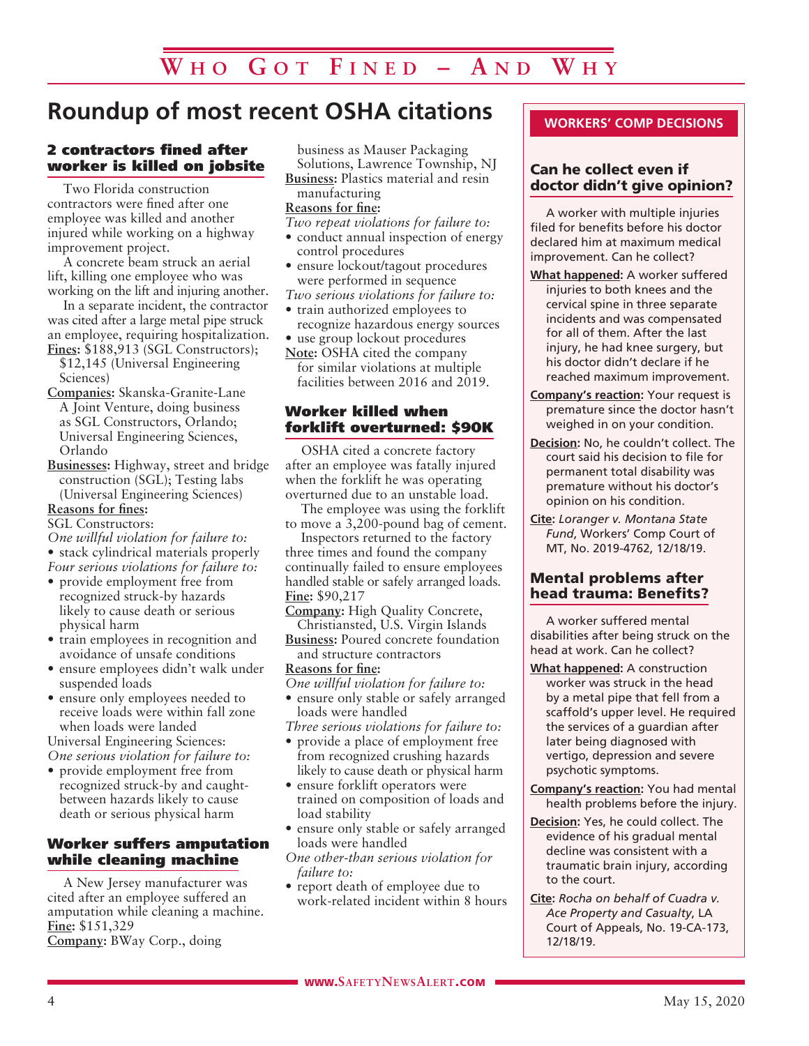# Who Got Fined – And Why

## Roundup of most recent OSHA citations

### 2 contractors fined after worker is killed on jobsite

Two Florida construction contractors were fined after one employee was killed and another injured while working on a highway improvement project.

A concrete beam struck an aerial lift, killing one employee who was working on the lift and injuring another.

In a separate incident, the contractor was cited after a large metal pipe struck an employee, requiring hospitalization.

**Fines:** $188,913 (SGL Constructors); $12,145 (Universal Engineering Sciences)

**Companies:** Skanska-Granite-Lane A Joint Venture, doing business as SGL Constructors, Orlando; Universal Engineering Sciences, Orlando

**Businesses:** Highway, street and bridge construction (SGL); Testing labs (Universal Engineering Sciences)

**Reasons for fines:**

SGL Constructors:

*One willful violation for failure to:*

- stack cylindrical materials properly

*Four serious violations for failure to:*

- provide employment free from recognized struck-by hazards likely to cause death or serious physical harm
- train employees in recognition and avoidance of unsafe conditions
- ensure employees didn't walk under suspended loads
- ensure only employees needed to receive loads were within fall zone when loads were landed

Universal Engineering Sciences:

*One serious violation for failure to:*

- provide employment free from recognized struck-by and caught-between hazards likely to cause death or serious physical harm

### Worker suffers amputation while cleaning machine

A New Jersey manufacturer was cited after an employee suffered an amputation while cleaning a machine.

**Fine:** $151,329

**Company:** BWay Corp., doing business as Mauser Packaging Solutions, Lawrence Township, NJ

**Business:** Plastics material and resin manufacturing

**Reasons for fine:**

*Two repeat violations for failure to:*

- conduct annual inspection of energy control procedures
- ensure lockout/tagout procedures were performed in sequence

*Two serious violations for failure to:*

- train authorized employees to recognize hazardous energy sources
- use group lockout procedures

**Note:** OSHA cited the company for similar violations at multiple facilities between 2016 and 2019.

### Worker killed when forklift overturned: $90K

OSHA cited a concrete factory after an employee was fatally injured when the forklift he was operating overturned due to an unstable load.

The employee was using the forklift to move a 3,200-pound bag of cement.

Inspectors returned to the factory three times and found the company continually failed to ensure employees handled stable or safely arranged loads.

**Fine:** $90,217

**Company:** High Quality Concrete, Christiansted, U.S. Virgin Islands

**Business:** Poured concrete foundation and structure contractors

**Reasons for fine:**

*One willful violation for failure to:*

- ensure only stable or safely arranged loads were handled

*Three serious violations for failure to:*

- provide a place of employment free from recognized crushing hazards likely to cause death or physical harm
- ensure forklift operators were trained on composition of loads and load stability
- ensure only stable or safely arranged loads were handled

*One other-than serious violation for failure to:*

- report death of employee due to work-related incident within 8 hours

## WORKERS' COMP DECISIONS

### Can he collect even if doctor didn't give opinion?

A worker with multiple injuries filed for benefits before his doctor declared him at maximum medical improvement. Can he collect?

**What happened:** A worker suffered injuries to both knees and the cervical spine in three separate incidents and was compensated for all of them. After the last injury, he had knee surgery, but his doctor didn't declare if he reached maximum improvement.

**Company's reaction:** Your request is premature since the doctor hasn't weighed in on your condition.

**Decision:** No, he couldn't collect. The court said his decision to file for permanent total disability was premature without his doctor's opinion on his condition.

**Cite:** *Loranger v. Montana State Fund*, Workers' Comp Court of MT, No. 2019-4762, 12/18/19.

### Mental problems after head trauma: Benefits?

A worker suffered mental disabilities after being struck on the head at work. Can he collect?

**What happened:** A construction worker was struck in the head by a metal pipe that fell from a scaffold's upper level. He required the services of a guardian after later being diagnosed with vertigo, depression and severe psychotic symptoms.

**Company's reaction:** You had mental health problems before the injury.

**Decision:** Yes, he could collect. The evidence of his gradual mental decline was consistent with a traumatic brain injury, according to the court.

**Cite:** *Rocha on behalf of Cuadra v. Ace Property and Casualty*, LA Court of Appeals, No. 19-CA-173, 12/18/19.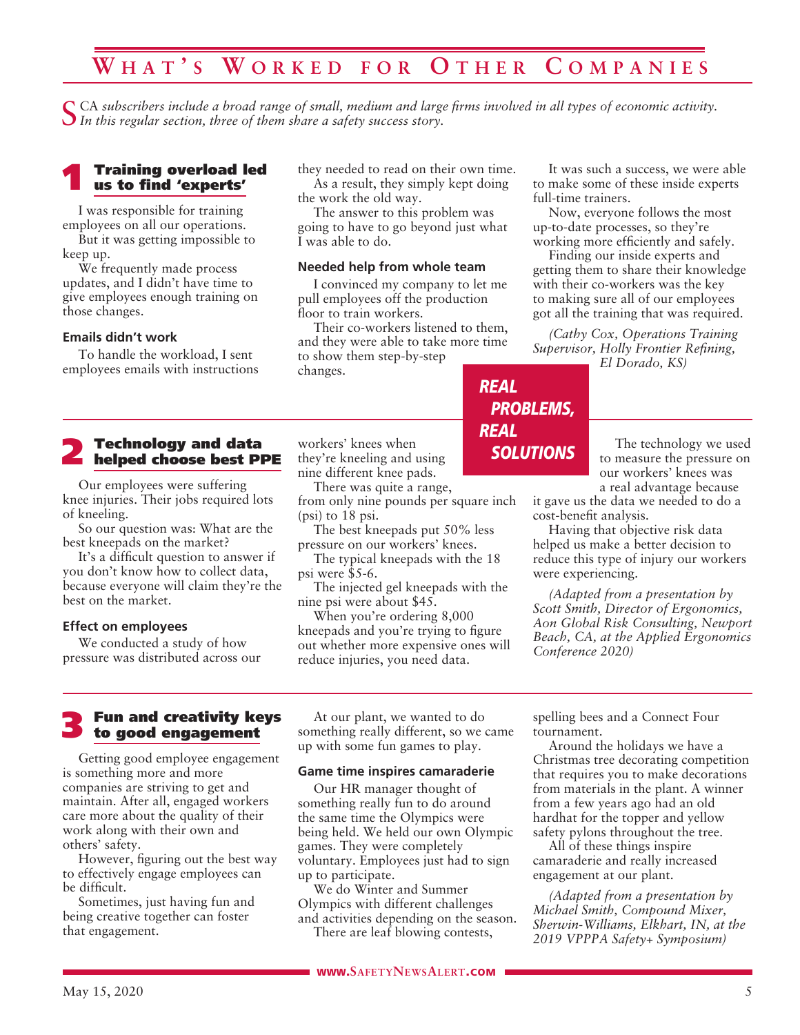# What's Worked for Other Companies

*SCA subscribers include a broad range of small, medium and large firms involved in all types of economic activity. In this regular section, three of them share a safety success story.*

## 1 Training overload led us to find 'experts'

I was responsible for training employees on all our operations.

But it was getting impossible to keep up.

We frequently made process updates, and I didn't have time to give employees enough training on those changes.

### Emails didn't work

To handle the workload, I sent employees emails with instructions they needed to read on their own time.

As a result, they simply kept doing the work the old way.

The answer to this problem was going to have to go beyond just what I was able to do.

### Needed help from whole team

I convinced my company to let me pull employees off the production floor to train workers.

Their co-workers listened to them, and they were able to take more time to show them step-by-step changes.

It was such a success, we were able to make some of these inside experts full-time trainers.

Now, everyone follows the most up-to-date processes, so they're working more efficiently and safely.

Finding our inside experts and getting them to share their knowledge with their co-workers was the key to making sure all of our employees got all the training that was required.

*(Cathy Cox, Operations Training Supervisor, Holly Frontier Refining, El Dorado, KS)*

**REAL PROBLEMS, REAL SOLUTIONS**

## 2 Technology and data helped choose best PPE

Our employees were suffering knee injuries. Their jobs required lots of kneeling.

So our question was: What are the best kneepads on the market?

It's a difficult question to answer if you don't know how to collect data, because everyone will claim they're the best on the market.

### Effect on employees

We conducted a study of how pressure was distributed across our workers' knees when they're kneeling and using nine different knee pads.

There was quite a range, from only nine pounds per square inch (psi) to 18 psi.

The best kneepads put 50% less pressure on our workers' knees.

The typical kneepads with the 18 psi were $5-6.

The injected gel kneepads with the nine psi were about $45.

When you're ordering 8,000 kneepads and you're trying to figure out whether more expensive ones will reduce injuries, you need data.

The technology we used to measure the pressure on our workers' knees was a real advantage because it gave us the data we needed to do a cost-benefit analysis.

Having that objective risk data helped us make a better decision to reduce this type of injury our workers were experiencing.

*(Adapted from a presentation by Scott Smith, Director of Ergonomics, Aon Global Risk Consulting, Newport Beach, CA, at the Applied Ergonomics Conference 2020)*

## 3 Fun and creativity keys to good engagement

Getting good employee engagement is something more and more companies are striving to get and maintain. After all, engaged workers care more about the quality of their work along with their own and others' safety.

However, figuring out the best way to effectively engage employees can be difficult.

Sometimes, just having fun and being creative together can foster that engagement.

At our plant, we wanted to do something really different, so we came up with some fun games to play.

### Game time inspires camaraderie

Our HR manager thought of something really fun to do around the same time the Olympics were being held. We held our own Olympic games. They were completely voluntary. Employees just had to sign up to participate.

We do Winter and Summer Olympics with different challenges and activities depending on the season.

There are leaf blowing contests, spelling bees and a Connect Four tournament.

Around the holidays we have a Christmas tree decorating competition that requires you to make decorations from materials in the plant. A winner from a few years ago had an old hardhat for the topper and yellow safety pylons throughout the tree.

All of these things inspire camaraderie and really increased engagement at our plant.

*(Adapted from a presentation by Michael Smith, Compound Mixer, Sherwin-Williams, Elkhart, IN, at the 2019 VPPPA Safety+ Symposium)*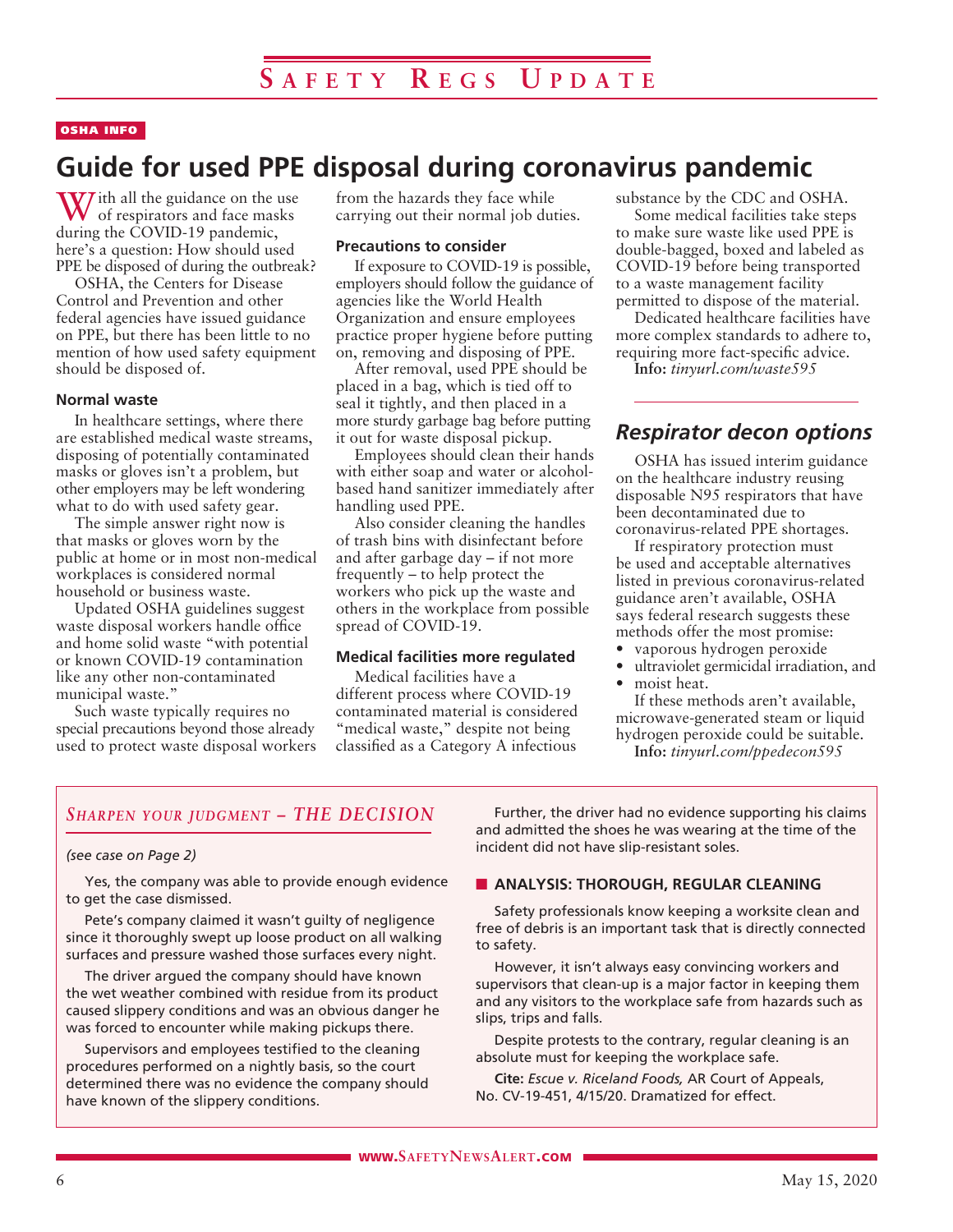OSHA INFO

# Guide for used PPE disposal during coronavirus pandemic

With all the guidance on the use of respirators and face masks during the COVID-19 pandemic, here's a question: How should used PPE be disposed of during the outbreak?

OSHA, the Centers for Disease Control and Prevention and other federal agencies have issued guidance on PPE, but there has been little to no mention of how used safety equipment should be disposed of.

### Normal waste

In healthcare settings, where there are established medical waste streams, disposing of potentially contaminated masks or gloves isn't a problem, but other employers may be left wondering what to do with used safety gear.

The simple answer right now is that masks or gloves worn by the public at home or in most non-medical workplaces is considered normal household or business waste.

Updated OSHA guidelines suggest waste disposal workers handle office and home solid waste "with potential or known COVID-19 contamination like any other non-contaminated municipal waste."

Such waste typically requires no special precautions beyond those already used to protect waste disposal workers from the hazards they face while carrying out their normal job duties.

### Precautions to consider

If exposure to COVID-19 is possible, employers should follow the guidance of agencies like the World Health Organization and ensure employees practice proper hygiene before putting on, removing and disposing of PPE.

After removal, used PPE should be placed in a bag, which is tied off to seal it tightly, and then placed in a more sturdy garbage bag before putting it out for waste disposal pickup.

Employees should clean their hands with either soap and water or alcohol-based hand sanitizer immediately after handling used PPE.

Also consider cleaning the handles of trash bins with disinfectant before and after garbage day – if not more frequently – to help protect the workers who pick up the waste and others in the workplace from possible spread of COVID-19.

### Medical facilities more regulated

Medical facilities have a different process where COVID-19 contaminated material is considered "medical waste," despite not being classified as a Category A infectious substance by the CDC and OSHA.

Some medical facilities take steps to make sure waste like used PPE is double-bagged, boxed and labeled as COVID-19 before being transported to a waste management facility permitted to dispose of the material.

Dedicated healthcare facilities have more complex standards to adhere to, requiring more fact-specific advice.

**Info:** *tinyurl.com/waste595*

## *Respirator decon options*

OSHA has issued interim guidance on the healthcare industry reusing disposable N95 respirators that have been decontaminated due to coronavirus-related PPE shortages.

If respiratory protection must be used and acceptable alternatives listed in previous coronavirus-related guidance aren't available, OSHA says federal research suggests these methods offer the most promise:

- vaporous hydrogen peroxide
- ultraviolet germicidal irradiation, and
- moist heat.

If these methods aren't available, microwave-generated steam or liquid hydrogen peroxide could be suitable.

**Info:** *tinyurl.com/ppedecon595*

## *Sharpen your judgment – THE DECISION*

*(see case on Page 2)*

Yes, the company was able to provide enough evidence to get the case dismissed.

Pete's company claimed it wasn't guilty of negligence since it thoroughly swept up loose product on all walking surfaces and pressure washed those surfaces every night.

The driver argued the company should have known the wet weather combined with residue from its product caused slippery conditions and was an obvious danger he was forced to encounter while making pickups there.

Supervisors and employees testified to the cleaning procedures performed on a nightly basis, so the court determined there was no evidence the company should have known of the slippery conditions.

Further, the driver had no evidence supporting his claims and admitted the shoes he was wearing at the time of the incident did not have slip-resistant soles.

### ANALYSIS: THOROUGH, REGULAR CLEANING

Safety professionals know keeping a worksite clean and free of debris is an important task that is directly connected to safety.

However, it isn't always easy convincing workers and supervisors that clean-up is a major factor in keeping them and any visitors to the workplace safe from hazards such as slips, trips and falls.

Despite protests to the contrary, regular cleaning is an absolute must for keeping the workplace safe.

**Cite:** *Escue v. Riceland Foods,* AR Court of Appeals, No. CV-19-451, 4/15/20. Dramatized for effect.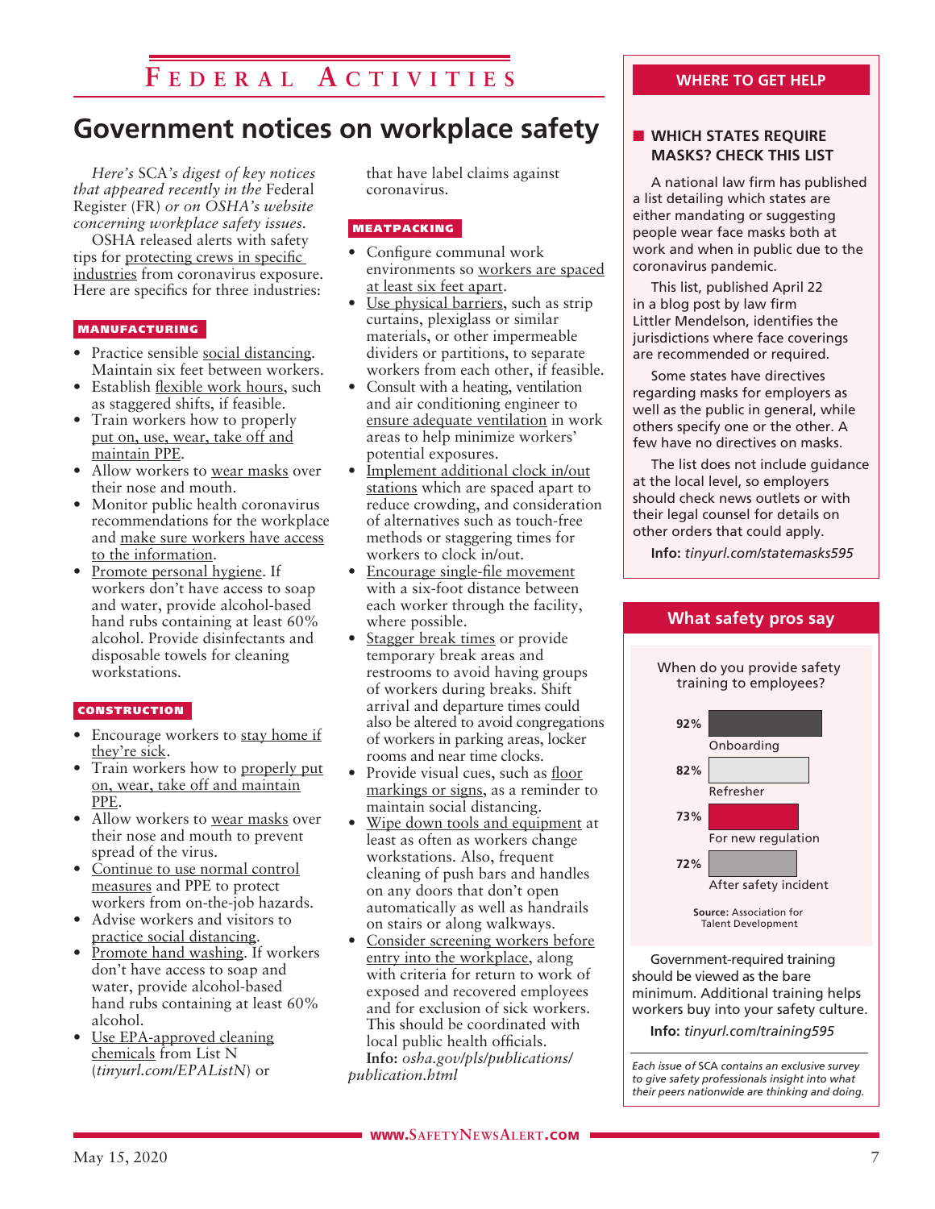# Federal Activities

## Government notices on workplace safety

*Here's* SCA*'s digest of key notices that appeared recently in the* Federal Register (FR) *or on OSHA's website concerning workplace safety issues.*

OSHA released alerts with safety tips for protecting crews in specific industries from coronavirus exposure. Here are specifics for three industries:

### MANUFACTURING

- Practice sensible social distancing. Maintain six feet between workers.
- Establish flexible work hours, such as staggered shifts, if feasible.
- Train workers how to properly put on, use, wear, take off and maintain PPE.
- Allow workers to wear masks over their nose and mouth.
- Monitor public health coronavirus recommendations for the workplace and make sure workers have access to the information.
- Promote personal hygiene. If workers don't have access to soap and water, provide alcohol-based hand rubs containing at least 60% alcohol. Provide disinfectants and disposable towels for cleaning workstations.

### CONSTRUCTION

- Encourage workers to stay home if they're sick.
- Train workers how to properly put on, wear, take off and maintain PPE.
- Allow workers to wear masks over their nose and mouth to prevent spread of the virus.
- Continue to use normal control measures and PPE to protect workers from on-the-job hazards.
- Advise workers and visitors to practice social distancing.
- Promote hand washing. If workers don't have access to soap and water, provide alcohol-based hand rubs containing at least 60% alcohol.
- Use EPA-approved cleaning chemicals from List N (*tinyurl.com/EPAListN*) or that have label claims against coronavirus.

### MEATPACKING

- Configure communal work environments so workers are spaced at least six feet apart.
- Use physical barriers, such as strip curtains, plexiglass or similar materials, or other impermeable dividers or partitions, to separate workers from each other, if feasible.
- Consult with a heating, ventilation and air conditioning engineer to ensure adequate ventilation in work areas to help minimize workers' potential exposures.
- Implement additional clock in/out stations which are spaced apart to reduce crowding, and consideration of alternatives such as touch-free methods or staggering times for workers to clock in/out.
- Encourage single-file movement with a six-foot distance between each worker through the facility, where possible.
- Stagger break times or provide temporary break areas and restrooms to avoid having groups of workers during breaks. Shift arrival and departure times could also be altered to avoid congregations of workers in parking areas, locker rooms and near time clocks.
- Provide visual cues, such as floor markings or signs, as a reminder to maintain social distancing.
- Wipe down tools and equipment at least as often as workers change workstations. Also, frequent cleaning of push bars and handles on any doors that don't open automatically as well as handrails on stairs or along walkways.
- Consider screening workers before entry into the workplace, along with criteria for return to work of exposed and recovered employees and for exclusion of sick workers. This should be coordinated with local public health officials.

**Info:** *osha.gov/pls/publications/publication.html*

---

## WHERE TO GET HELP

### WHICH STATES REQUIRE MASKS? CHECK THIS LIST

A national law firm has published a list detailing which states are either mandating or suggesting people wear face masks both at work and when in public due to the coronavirus pandemic.

This list, published April 22 in a blog post by law firm Littler Mendelson, identifies the jurisdictions where face coverings are recommended or required.

Some states have directives regarding masks for employers as well as the public in general, while others specify one or the other. A few have no directives on masks.

The list does not include guidance at the local level, so employers should check news outlets or with their legal counsel for details on other orders that could apply.

**Info:** *tinyurl.com/statemasks595*

---

## What safety pros say

When do you provide safety training to employees?

| Training | Percent |
|---|---|
| Onboarding | 92% |
| Refresher | 82% |
| For new regulation | 73% |
| After safety incident | 72% |

**Source:** Association for Talent Development

Government-required training should be viewed as the bare minimum. Additional training helps workers buy into your safety culture.

**Info:** *tinyurl.com/training595*

*Each issue of SCA contains an exclusive survey to give safety professionals insight into what their peers nationwide are thinking and doing.*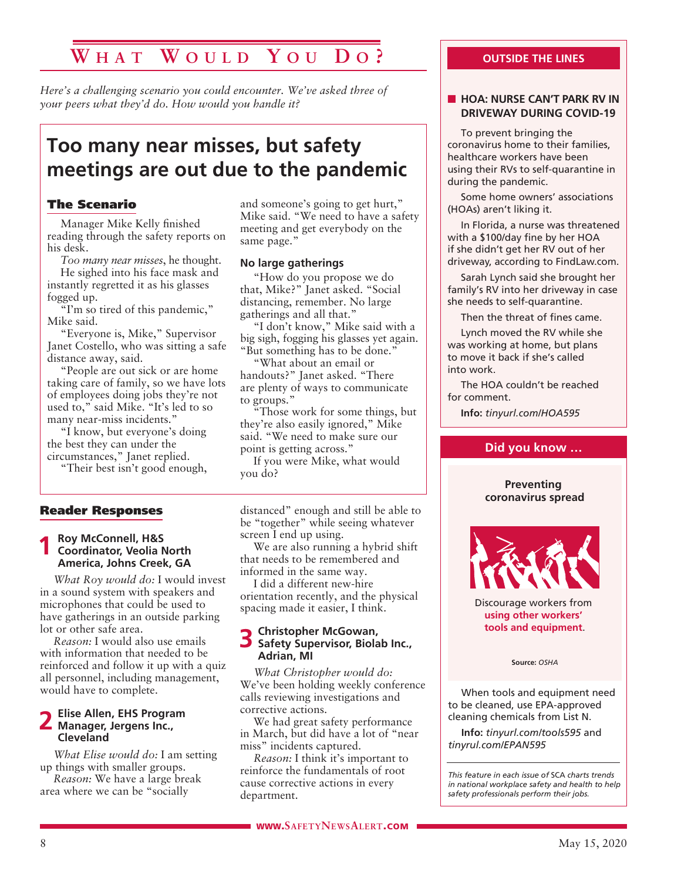# What Would You Do?

*Here's a challenging scenario you could encounter. We've asked three of your peers what they'd do. How would you handle it?*

## Too many near misses, but safety meetings are out due to the pandemic

### The Scenario

Manager Mike Kelly finished reading through the safety reports on his desk.

*Too many near misses*, he thought.

He sighed into his face mask and instantly regretted it as his glasses fogged up.

"I'm so tired of this pandemic," Mike said.

"Everyone is, Mike," Supervisor Janet Costello, who was sitting a safe distance away, said.

"People are out sick or are home taking care of family, so we have lots of employees doing jobs they're not used to," said Mike. "It's led to so many near-miss incidents."

"I know, but everyone's doing the best they can under the circumstances," Janet replied.

"Their best isn't good enough, and someone's going to get hurt," Mike said. "We need to have a safety meeting and get everybody on the same page."

**No large gatherings**

"How do you propose we do that, Mike?" Janet asked. "Social distancing, remember. No large gatherings and all that."

"I don't know," Mike said with a big sigh, fogging his glasses yet again. "But something has to be done."

"What about an email or handouts?" Janet asked. "There are plenty of ways to communicate to groups."

"Those work for some things, but they're also easily ignored," Mike said. "We need to make sure our point is getting across."

If you were Mike, what would you do?

### Reader Responses

**1 Roy McConnell, H&S Coordinator, Veolia North America, Johns Creek, GA**

*What Roy would do:* I would invest in a sound system with speakers and microphones that could be used to have gatherings in an outside parking lot or other safe area.

*Reason:* I would also use emails with information that needed to be reinforced and follow it up with a quiz all personnel, including management, would have to complete.

**2 Elise Allen, EHS Program Manager, Jergens Inc., Cleveland**

*What Elise would do:* I am setting up things with smaller groups.

*Reason:* We have a large break area where we can be "socially distanced" enough and still be able to be "together" while seeing whatever screen I end up using.

We are also running a hybrid shift that needs to be remembered and informed in the same way.

I did a different new-hire orientation recently, and the physical spacing made it easier, I think.

**3 Christopher McGowan, Safety Supervisor, Biolab Inc., Adrian, MI**

*What Christopher would do:* We've been holding weekly conference calls reviewing investigations and corrective actions.

We had great safety performance in March, but did have a lot of "near miss" incidents captured.

*Reason:* I think it's important to reinforce the fundamentals of root cause corrective actions in every department.

---

## OUTSIDE THE LINES

### HOA: NURSE CAN'T PARK RV IN DRIVEWAY DURING COVID-19

To prevent bringing the coronavirus home to their families, healthcare workers have been using their RVs to self-quarantine in during the pandemic.

Some home owners' associations (HOAs) aren't liking it.

In Florida, a nurse was threatened with a $100/day fine by her HOA if she didn't get her RV out of her driveway, according to FindLaw.com.

Sarah Lynch said she brought her family's RV into her driveway in case she needs to self-quarantine.

Then the threat of fines came.

Lynch moved the RV while she was working at home, but plans to move it back if she's called into work.

The HOA couldn't be reached for comment.

**Info:** *tinyurl.com/HOA595*

### Did you know …

**Preventing coronavirus spread**

Discourage workers from **using other workers' tools and equipment**.

**Source:** *OSHA*

When tools and equipment need to be cleaned, use EPA-approved cleaning chemicals from List N.

**Info:** *tinyurl.com/tools595* and *tinyrul.com/EPAN595*

*This feature in each issue of SCA charts trends in national workplace safety and health to help safety professionals perform their jobs.*